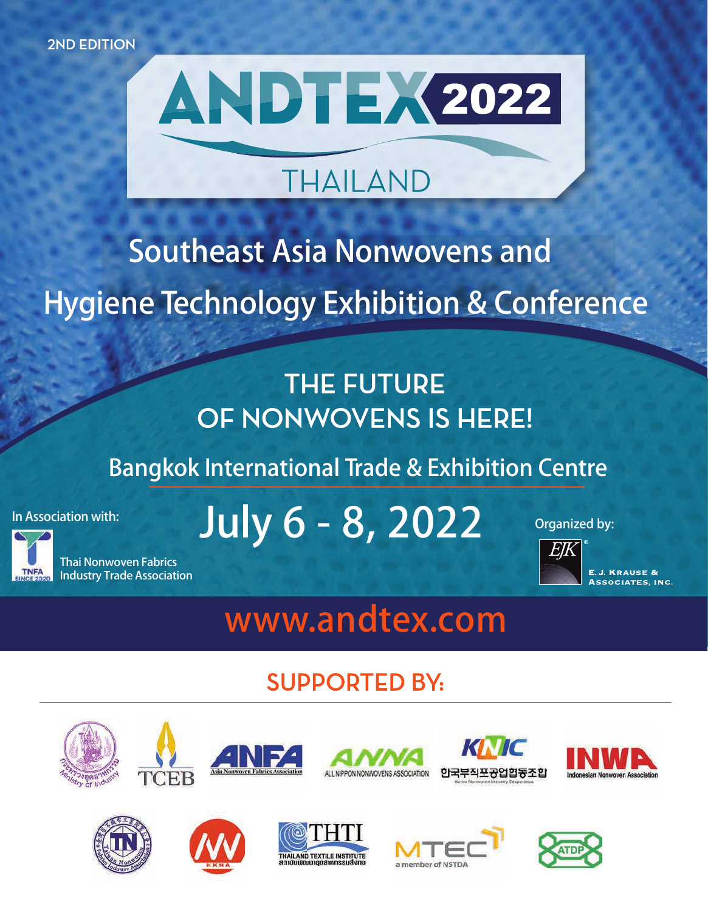2ND EDITION

# ANDTEX 2022

THAILAND

## Southeast Asia Nonwovens and Hygiene Technology Exhibition & Conference

## THE FUTURE OF NONWOVENS IS HERE!

Bangkok International Trade & Exhibition Centre

# July 6 - 8, 2022

In Association with:

TNFA SINCE 2020
Thai Nonwoven Fabrics Industry Trade Association

Organized by:

EJK®
E. J. Krause & Associates, Inc.

## www.andtex.com

## SUPPORTED BY:

Ministry of Industry

TCEB

ANFA Asia Nonwoven Fabrics Association

ANNA ALL NIPPON NONWOVENS ASSOCIATION

KNIC 한국부직포공업협동조합 Korea Nonwoven Industry Cooperative

INWA Indonesian Nonwoven Association

TN Taiwan Nonwoven Fabrics Industry Association

HKNA

THTI THAILAND TEXTILE INSTITUTE สถาบันพัฒนาอุตสาหกรรมสิ่งทอ

MTEC a member of NSTDA

ATDP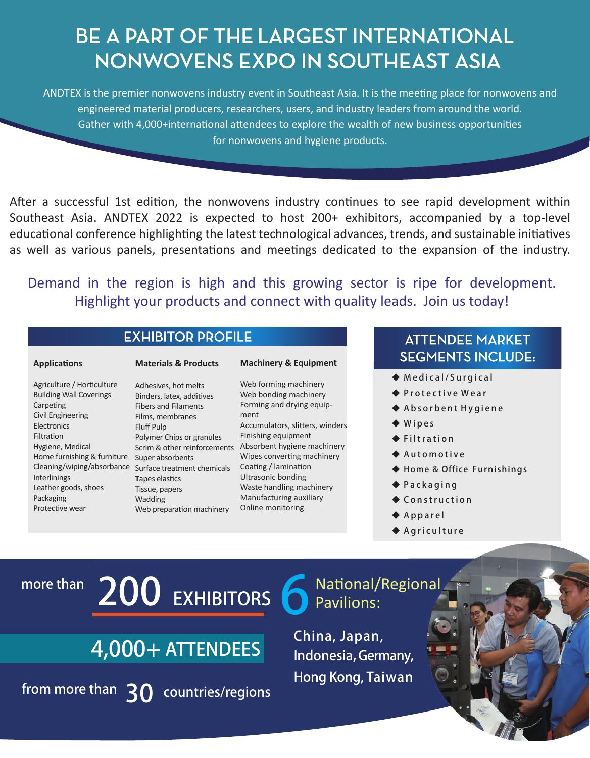# BE A PART OF THE LARGEST INTERNATIONAL NONWOVENS EXPO IN SOUTHEAST ASIA

ANDTEX is the premier nonwovens industry event in Southeast Asia. It is the meeting place for nonwovens and engineered material producers, researchers, users, and industry leaders from around the world. Gather with 4,000+international attendees to explore the wealth of new business opportunities for nonwovens and hygiene products.

After a successful 1st edition, the nonwovens industry continues to see rapid development within Southeast Asia. ANDTEX 2022 is expected to host 200+ exhibitors, accompanied by a top-level educational conference highlighting the latest technological advances, trends, and sustainable initiatives as well as various panels, presentations and meetings dedicated to the expansion of the industry.

Demand in the region is high and this growing sector is ripe for development. Highlight your products and connect with quality leads. Join us today!

## EXHIBITOR PROFILE

### Applications

- Agriculture / Horticulture
- Building Wall Coverings
- Carpeting
- Civil Engineering
- Electronics
- Filtration
- Hygiene, Medical
- Home furnishing & furniture
- Cleaning/wiping/absorbance
- Interlinings
- Leather goods, shoes
- Packaging
- Protective wear

### Materials & Products

- Adhesives, hot melts
- Binders, latex, additives
- Fibers and Filaments
- Films, membranes
- Fluff Pulp
- Polymer Chips or granules
- Scrim & other reinforcements
- Super absorbents
- Surface treatment chemicals
- Tapes elastics
- Tissue, papers
- Wadding
- Web preparation machinery

### Machinery & Equipment

- Web forming machinery
- Web bonding machinery
- Forming and drying equipment
- Accumulators, slitters, winders
- Finishing equipment
- Absorbent hygiene machinery
- Wipes converting machinery
- Coating / lamination
- Ultrasonic bonding
- Waste handling machinery
- Manufacturing auxiliary
- Online monitoring

## ATTENDEE MARKET SEGMENTS INCLUDE:

- Medical/Surgical
- Protective Wear
- Absorbent Hygiene
- Wipes
- Filtration
- Automotive
- Home & Office Furnishings
- Packaging
- Construction
- Apparel
- Agriculture

more than **200** EXHIBITORS

**4,000+ ATTENDEES**

from more than **30** countries/regions

**6** National/Regional Pavilions:

China, Japan, Indonesia, Germany, Hong Kong, Taiwan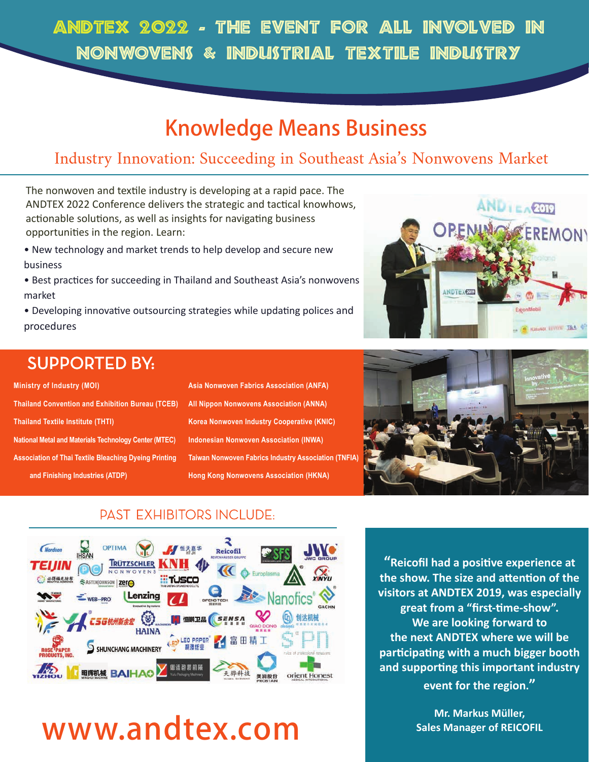# ANDTEX 2022 - THE EVENT FOR ALL INVOLVED IN NONWOVENS & INDUSTRIAL TEXTILE INDUSTRY

## Knowledge Means Business

### Industry Innovation: Succeeding in Southeast Asia's Nonwovens Market

The nonwoven and textile industry is developing at a rapid pace. The ANDTEX 2022 Conference delivers the strategic and tactical knowhows, actionable solutions, as well as insights for navigating business opportunities in the region. Learn:

- New technology and market trends to help develop and secure new business
- Best practices for succeeding in Thailand and Southeast Asia's nonwovens market
- Developing innovative outsourcing strategies while updating polices and procedures

## SUPPORTED BY:

- Ministry of Industry (MOI)
- Thailand Convention and Exhibition Bureau (TCEB)
- Thailand Textile Institute (THTI)
- National Metal and Materials Technology Center (MTEC)
- Association of Thai Textile Bleaching Dyeing Printing and Finishing Industries (ATDP)
- Asia Nonwoven Fabrics Association (ANFA)
- All Nippon Nonwovens Association (ANNA)
- Korea Nonwoven Industry Cooperative (KNIC)
- Indonesian Nonwoven Association (INWA)
- Taiwan Nonwoven Fabrics Industry Association (TNFIA)
- Hong Kong Nonwovens Association (HKNA)

## PAST EXHIBITORS INCLUDE:

"Reicofil had a positive experience at the show. The size and attention of the visitors at ANDTEX 2019, was especially great from a "first-time-show". We are looking forward to the next ANDTEX where we will be participating with a much bigger booth and supporting this important industry event for the region."

**Mr. Markus Müller, Sales Manager of REICOFIL**

# www.andtex.com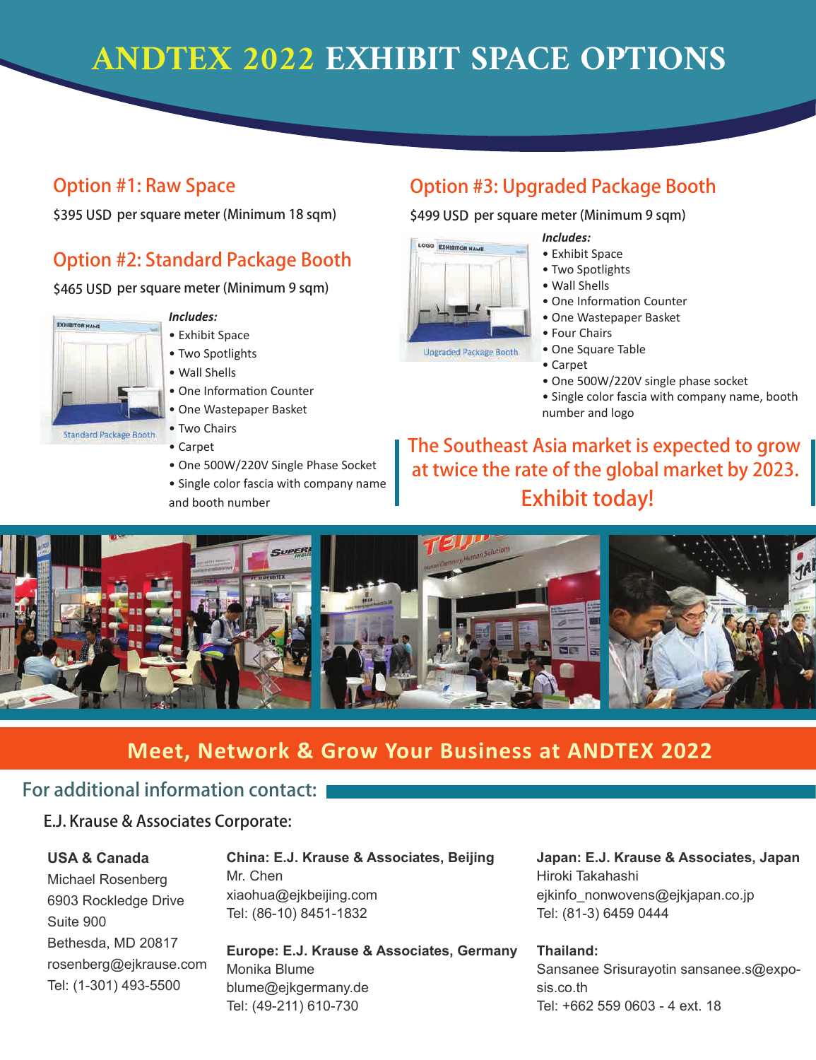# ANDTEX 2022 EXHIBIT SPACE OPTIONS

## Option #1: Raw Space

$395 USD per square meter (Minimum 18 sqm)

## Option #2: Standard Package Booth

$465 USD per square meter (Minimum 9 sqm)

*Includes:*

- Exhibit Space
- Two Spotlights
- Wall Shells
- One Information Counter
- One Wastepaper Basket
- Two Chairs
- Carpet
- One 500W/220V Single Phase Socket
- Single color fascia with company name and booth number

Standard Package Booth

## Option #3: Upgraded Package Booth

$499 USD per square meter (Minimum 9 sqm)

*Includes:*

- Exhibit Space
- Two Spotlights
- Wall Shells
- One Information Counter
- One Wastepaper Basket
- Four Chairs
- One Square Table
- Carpet
- One 500W/220V single phase socket
- Single color fascia with company name, booth number and logo

Upgraded Package Booth

**The Southeast Asia market is expected to grow at twice the rate of the global market by 2023. Exhibit today!**

## Meet, Network & Grow Your Business at ANDTEX 2022

## For additional information contact:

E.J. Krause & Associates Corporate:

**USA & Canada**
Michael Rosenberg
6903 Rockledge Drive
Suite 900
Bethesda, MD 20817
rosenberg@ejkrause.com
Tel: (1-301) 493-5500

**China: E.J. Krause & Associates, Beijing**
Mr. Chen
xiaohua@ejkbeijing.com
Tel: (86-10) 8451-1832

**Europe: E.J. Krause & Associates, Germany**
Monika Blume
blume@ejkgermany.de
Tel: (49-211) 610-730

**Japan: E.J. Krause & Associates, Japan**
Hiroki Takahashi
ejkinfo_nonwovens@ejkjapan.co.jp
Tel: (81-3) 6459 0444

**Thailand:**
Sansanee Srisurayotin sansanee.s@exposis.co.th
Tel: +662 559 0603 - 4 ext. 18